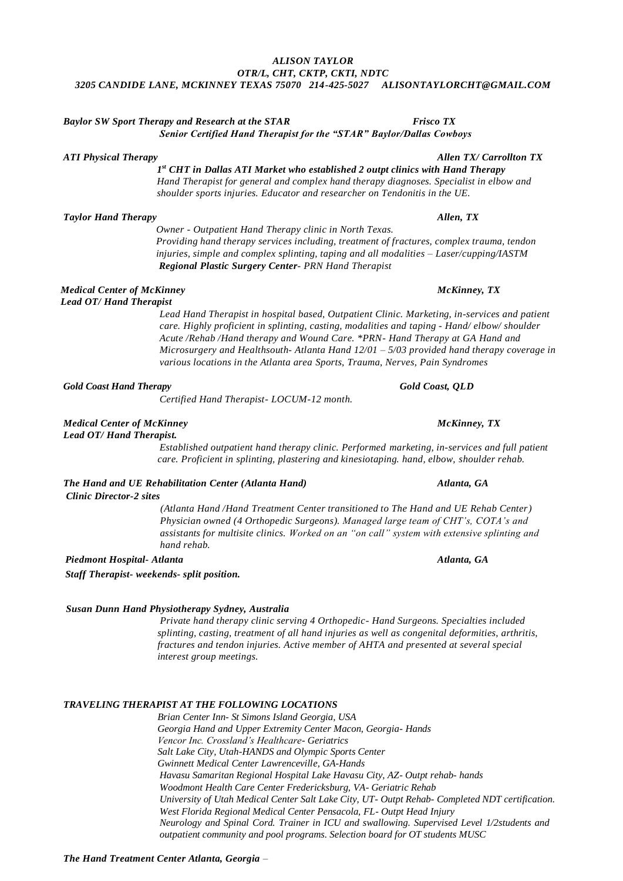***ALISON TAYLOR***
***OTR/L, CHT, CKTP, CKTI, NDTC***
***3205 CANDIDE LANE, MCKINNEY TEXAS 75070 214-425-5027 ALISONTAYLORCHT@GMAIL.COM***

***Baylor SW Sport Therapy and Research at the STAR*** — ***Frisco TX***
***Senior Certified Hand Therapist for the "STAR" Baylor/Dallas Cowboys***

***ATI Physical Therapy*** — ***Allen TX/ Carrollton TX***
***1st CHT in Dallas ATI Market who established 2 outpt clinics with Hand Therapy***
*Hand Therapist for general and complex hand therapy diagnoses. Specialist in elbow and shoulder sports injuries. Educator and researcher on Tendonitis in the UE.*

***Taylor Hand Therapy*** — ***Allen, TX***
*Owner - Outpatient Hand Therapy clinic in North Texas.*
*Providing hand therapy services including, treatment of fractures, complex trauma, tendon injuries, simple and complex splinting, taping and all modalities – Laser/cupping/IASTM*
***Regional Plastic Surgery Center**- PRN Hand Therapist*

***Medical Center of McKinney*** — ***McKinney, TX***
***Lead OT/ Hand Therapist***
*Lead Hand Therapist in hospital based, Outpatient Clinic. Marketing, in-services and patient care. Highly proficient in splinting, casting, modalities and taping - Hand/ elbow/ shoulder Acute /Rehab /Hand therapy and Wound Care. \*PRN- Hand Therapy at GA Hand and Microsurgery and Healthsouth- Atlanta Hand 12/01 – 5/03 provided hand therapy coverage in various locations in the Atlanta area Sports, Trauma, Nerves, Pain Syndromes*

***Gold Coast Hand Therapy*** — ***Gold Coast, QLD***
*Certified Hand Therapist- LOCUM-12 month.*

***Medical Center of McKinney*** — ***McKinney, TX***
***Lead OT/ Hand Therapist.***
*Established outpatient hand therapy clinic. Performed marketing, in-services and full patient care. Proficient in splinting, plastering and kinesiotaping. hand, elbow, shoulder rehab.*

***The Hand and UE Rehabilitation Center (Atlanta Hand)*** — ***Atlanta, GA***
***Clinic Director-2 sites***
*(Atlanta Hand /Hand Treatment Center transitioned to The Hand and UE Rehab Center) Physician owned (4 Orthopedic Surgeons). Managed large team of CHT's, COTA's and assistants for multisite clinics. Worked on an "on call" system with extensive splinting and hand rehab.*

***Piedmont Hospital- Atlanta*** — ***Atlanta, GA***
***Staff Therapist- weekends- split position.***

***Susan Dunn Hand Physiotherapy Sydney, Australia***
*Private hand therapy clinic serving 4 Orthopedic- Hand Surgeons. Specialties included splinting, casting, treatment of all hand injuries as well as congenital deformities, arthritis, fractures and tendon injuries. Active member of AHTA and presented at several special interest group meetings.*

***TRAVELING THERAPIST AT THE FOLLOWING LOCATIONS***
*Brian Center Inn- St Simons Island Georgia, USA*
*Georgia Hand and Upper Extremity Center Macon, Georgia- Hands*
*Vencor Inc. Crossland's Healthcare- Geriatrics*
*Salt Lake City, Utah-HANDS and Olympic Sports Center*
*Gwinnett Medical Center Lawrenceville, GA-Hands*
*Havasu Samaritan Regional Hospital Lake Havasu City, AZ- Outpt rehab- hands*
*Woodmont Health Care Center Fredericksburg, VA- Geriatric Rehab*
*University of Utah Medical Center Salt Lake City, UT- Outpt Rehab- Completed NDT certification.*
*West Florida Regional Medical Center Pensacola, FL- Outpt Head Injury*
*Neurology and Spinal Cord. Trainer in ICU and swallowing. Supervised Level 1/2students and outpatient community and pool programs. Selection board for OT students MUSC*

***The Hand Treatment Center Atlanta, Georgia*** –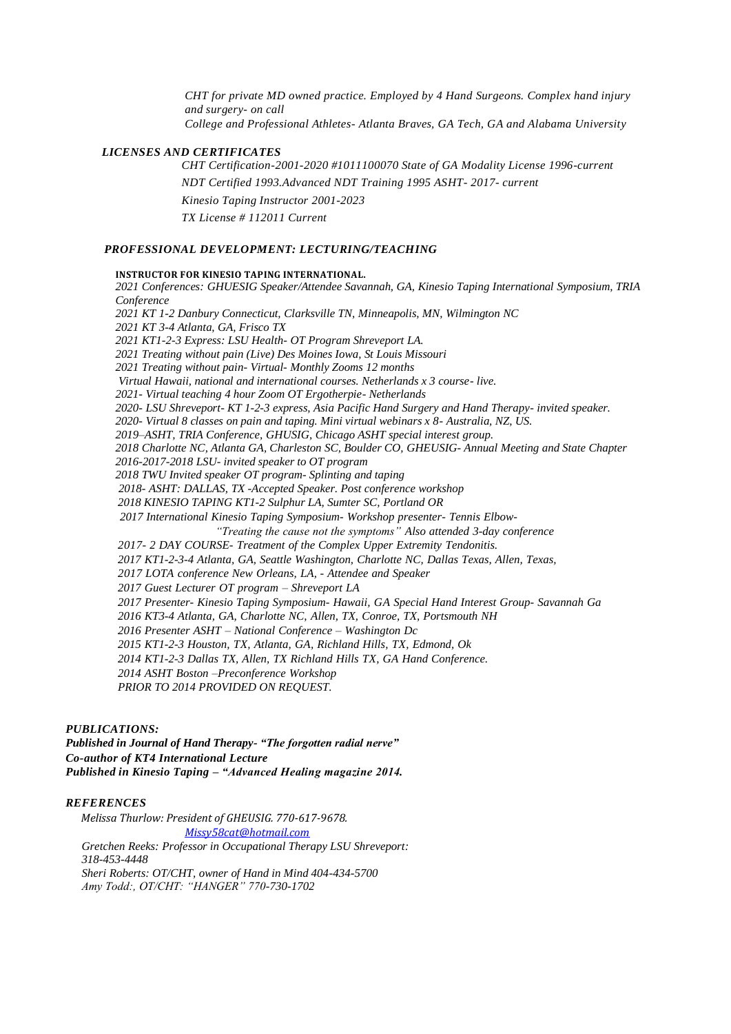*CHT for private MD owned practice. Employed by 4 Hand Surgeons. Complex hand injury and surgery- on call*
*College and Professional Athletes- Atlanta Braves, GA Tech, GA and Alabama University*

### *LICENSES AND CERTIFICATES*

*CHT Certification-2001-2020 #1011100070 State of GA Modality License 1996-current*

*NDT Certified 1993.Advanced NDT Training 1995 ASHT- 2017- current*

*Kinesio Taping Instructor 2001-2023*

*TX License # 112011 Current*

### *PROFESSIONAL DEVELOPMENT: LECTURING/TEACHING*

**INSTRUCTOR FOR KINESIO TAPING INTERNATIONAL.**

*2021 Conferences: GHUESIG Speaker/Attendee Savannah, GA, Kinesio Taping International Symposium, TRIA Conference*
*2021 KT 1-2 Danbury Connecticut, Clarksville TN, Minneapolis, MN, Wilmington NC*
*2021 KT 3-4 Atlanta, GA, Frisco TX*
*2021 KT1-2-3 Express: LSU Health- OT Program Shreveport LA.*
*2021 Treating without pain (Live) Des Moines Iowa, St Louis Missouri*
*2021 Treating without pain- Virtual- Monthly Zooms 12 months*
*Virtual Hawaii, national and international courses. Netherlands x 3 course- live.*
*2021- Virtual teaching 4 hour Zoom OT Ergotherpie- Netherlands*
*2020- LSU Shreveport- KT 1-2-3 express, Asia Pacific Hand Surgery and Hand Therapy- invited speaker.*
*2020- Virtual 8 classes on pain and taping. Mini virtual webinars x 8- Australia, NZ, US.*
*2019–ASHT, TRIA Conference, GHUSIG, Chicago ASHT special interest group.*
*2018 Charlotte NC, Atlanta GA, Charleston SC, Boulder CO, GHEUSIG- Annual Meeting and State Chapter*
*2016-2017-2018 LSU- invited speaker to OT program*
*2018 TWU Invited speaker OT program- Splinting and taping*
*2018- ASHT: DALLAS, TX -Accepted Speaker. Post conference workshop*
*2018 KINESIO TAPING KT1-2 Sulphur LA, Sumter SC, Portland OR*
*2017 International Kinesio Taping Symposium- Workshop presenter- Tennis Elbow- "Treating the cause not the symptoms" Also attended 3-day conference*
*2017- 2 DAY COURSE- Treatment of the Complex Upper Extremity Tendonitis.*
*2017 KT1-2-3-4 Atlanta, GA, Seattle Washington, Charlotte NC, Dallas Texas, Allen, Texas,*
*2017 LOTA conference New Orleans, LA, - Attendee and Speaker*
*2017 Guest Lecturer OT program – Shreveport LA*
*2017 Presenter- Kinesio Taping Symposium- Hawaii, GA Special Hand Interest Group- Savannah Ga*
*2016 KT3-4 Atlanta, GA, Charlotte NC, Allen, TX, Conroe, TX, Portsmouth NH*
*2016 Presenter ASHT – National Conference – Washington Dc*
*2015 KT1-2-3 Houston, TX, Atlanta, GA, Richland Hills, TX, Edmond, Ok*
*2014 KT1-2-3 Dallas TX, Allen, TX Richland Hills TX, GA Hand Conference.*
*2014 ASHT Boston –Preconference Workshop*
*PRIOR TO 2014 PROVIDED ON REQUEST.*

### *PUBLICATIONS:*

***Published in Journal of Hand Therapy- "The forgotten radial nerve"***
***Co-author of KT4 International Lecture***
***Published in Kinesio Taping – "Advanced Healing magazine 2014.***

### *REFERENCES*

*Melissa Thurlow: President of GHEUSIG. 770-617-9678.*
*Missy58cat@hotmail.com*
*Gretchen Reeks: Professor in Occupational Therapy LSU Shreveport: 318-453-4448*
*Sheri Roberts: OT/CHT, owner of Hand in Mind 404-434-5700*
*Amy Todd:, OT/CHT: "HANGER" 770-730-1702*